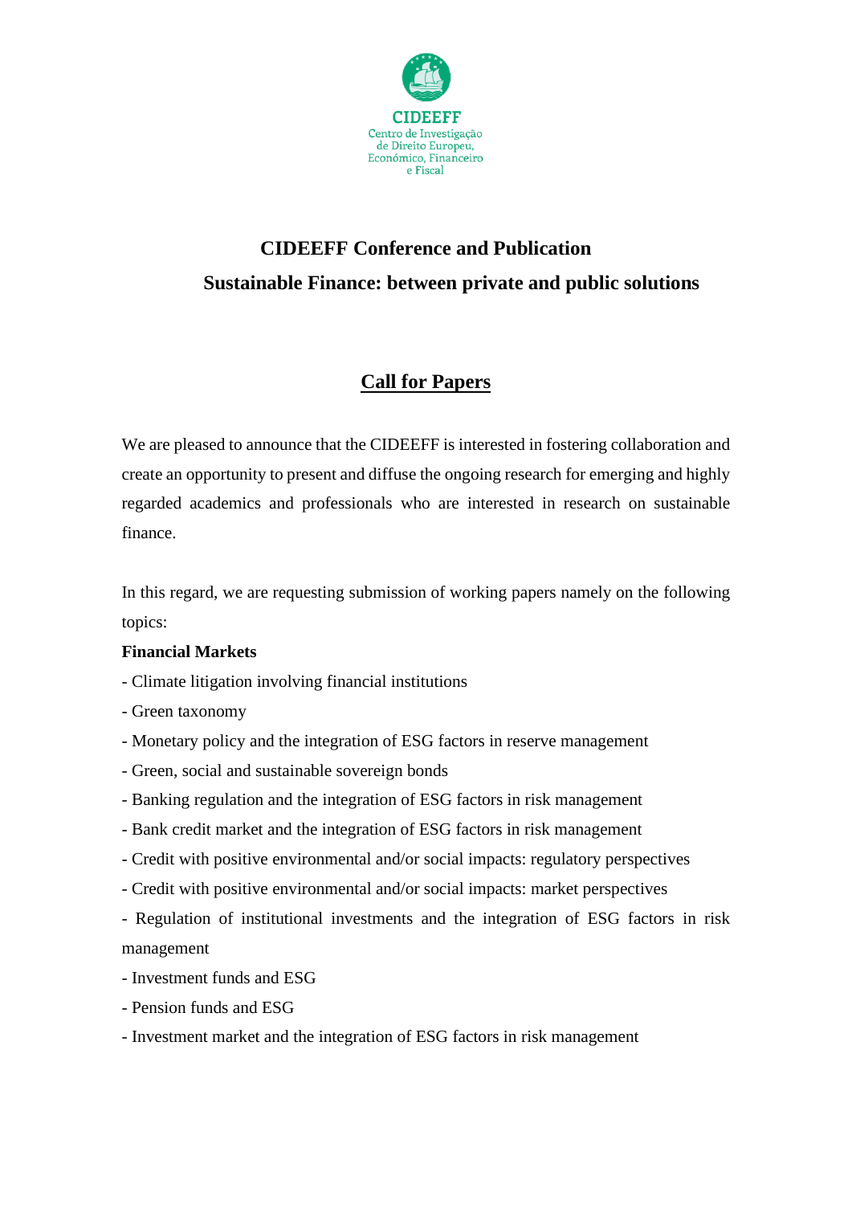CIDEEFF

Centro de Investigação de Direito Europeu, Económico, Financeiro e Fiscal

# CIDEEFF Conference and Publication

## Sustainable Finance: between private and public solutions

## Call for Papers

We are pleased to announce that the CIDEEFF is interested in fostering collaboration and create an opportunity to present and diffuse the ongoing research for emerging and highly regarded academics and professionals who are interested in research on sustainable finance.

In this regard, we are requesting submission of working papers namely on the following topics:

**Financial Markets**

- Climate litigation involving financial institutions
- Green taxonomy
- Monetary policy and the integration of ESG factors in reserve management
- Green, social and sustainable sovereign bonds
- Banking regulation and the integration of ESG factors in risk management
- Bank credit market and the integration of ESG factors in risk management
- Credit with positive environmental and/or social impacts: regulatory perspectives
- Credit with positive environmental and/or social impacts: market perspectives
- Regulation of institutional investments and the integration of ESG factors in risk management
- Investment funds and ESG
- Pension funds and ESG
- Investment market and the integration of ESG factors in risk management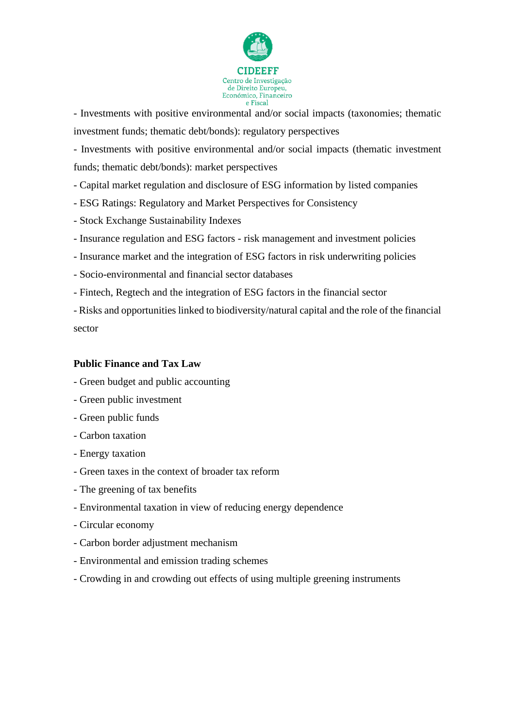- Investments with positive environmental and/or social impacts (taxonomies; thematic investment funds; thematic debt/bonds): regulatory perspectives
- Investments with positive environmental and/or social impacts (thematic investment funds; thematic debt/bonds): market perspectives
- Capital market regulation and disclosure of ESG information by listed companies
- ESG Ratings: Regulatory and Market Perspectives for Consistency
- Stock Exchange Sustainability Indexes
- Insurance regulation and ESG factors - risk management and investment policies
- Insurance market and the integration of ESG factors in risk underwriting policies
- Socio-environmental and financial sector databases
- Fintech, Regtech and the integration of ESG factors in the financial sector
- Risks and opportunities linked to biodiversity/natural capital and the role of the financial sector

**Public Finance and Tax Law**

- Green budget and public accounting
- Green public investment
- Green public funds
- Carbon taxation
- Energy taxation
- Green taxes in the context of broader tax reform
- The greening of tax benefits
- Environmental taxation in view of reducing energy dependence
- Circular economy
- Carbon border adjustment mechanism
- Environmental and emission trading schemes
- Crowding in and crowding out effects of using multiple greening instruments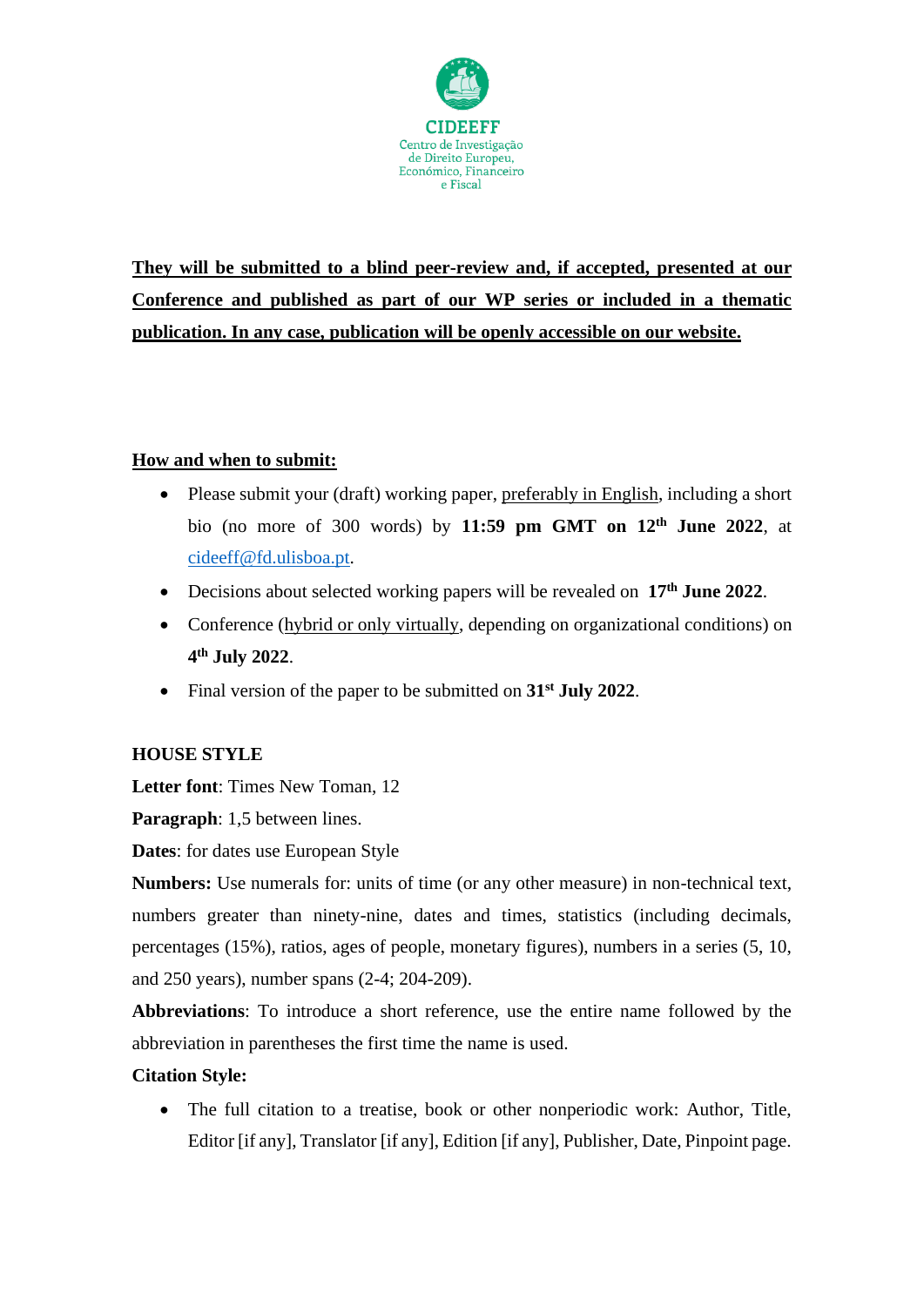**CIDEEFF**
Centro de Investigação de Direito Europeu, Económico, Financeiro e Fiscal

**They will be submitted to a blind peer-review and, if accepted, presented at our Conference and published as part of our WP series or included in a thematic publication. In any case, publication will be openly accessible on our website.**

**How and when to submit:**

- Please submit your (draft) working paper, preferably in English, including a short bio (no more of 300 words) by **11:59 pm GMT on 12th June 2022**, at cideeff@fd.ulisboa.pt.
- Decisions about selected working papers will be revealed on **17th June 2022**.
- Conference (hybrid or only virtually, depending on organizational conditions) on **4th July 2022**.
- Final version of the paper to be submitted on **31st July 2022**.

**HOUSE STYLE**

**Letter font**: Times New Toman, 12

**Paragraph**: 1,5 between lines.

**Dates**: for dates use European Style

**Numbers:** Use numerals for: units of time (or any other measure) in non-technical text, numbers greater than ninety-nine, dates and times, statistics (including decimals, percentages (15%), ratios, ages of people, monetary figures), numbers in a series (5, 10, and 250 years), number spans (2-4; 204-209).

**Abbreviations**: To introduce a short reference, use the entire name followed by the abbreviation in parentheses the first time the name is used.

**Citation Style:**

- The full citation to a treatise, book or other nonperiodic work: Author, Title, Editor [if any], Translator [if any], Edition [if any], Publisher, Date, Pinpoint page.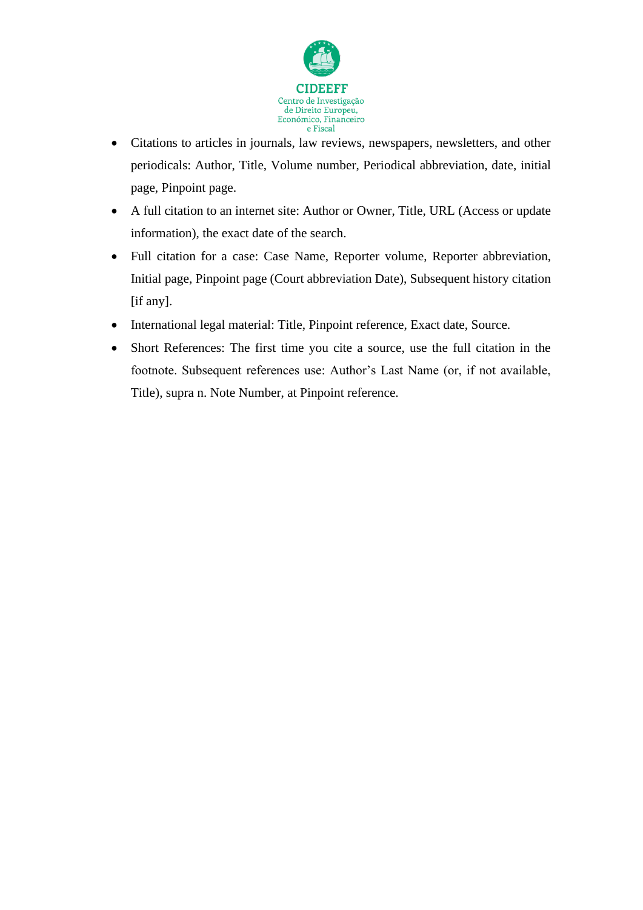- Citations to articles in journals, law reviews, newspapers, newsletters, and other periodicals: Author, Title, Volume number, Periodical abbreviation, date, initial page, Pinpoint page.
- A full citation to an internet site: Author or Owner, Title, URL (Access or update information), the exact date of the search.
- Full citation for a case: Case Name, Reporter volume, Reporter abbreviation, Initial page, Pinpoint page (Court abbreviation Date), Subsequent history citation [if any].
- International legal material: Title, Pinpoint reference, Exact date, Source.
- Short References: The first time you cite a source, use the full citation in the footnote. Subsequent references use: Author's Last Name (or, if not available, Title), supra n. Note Number, at Pinpoint reference.